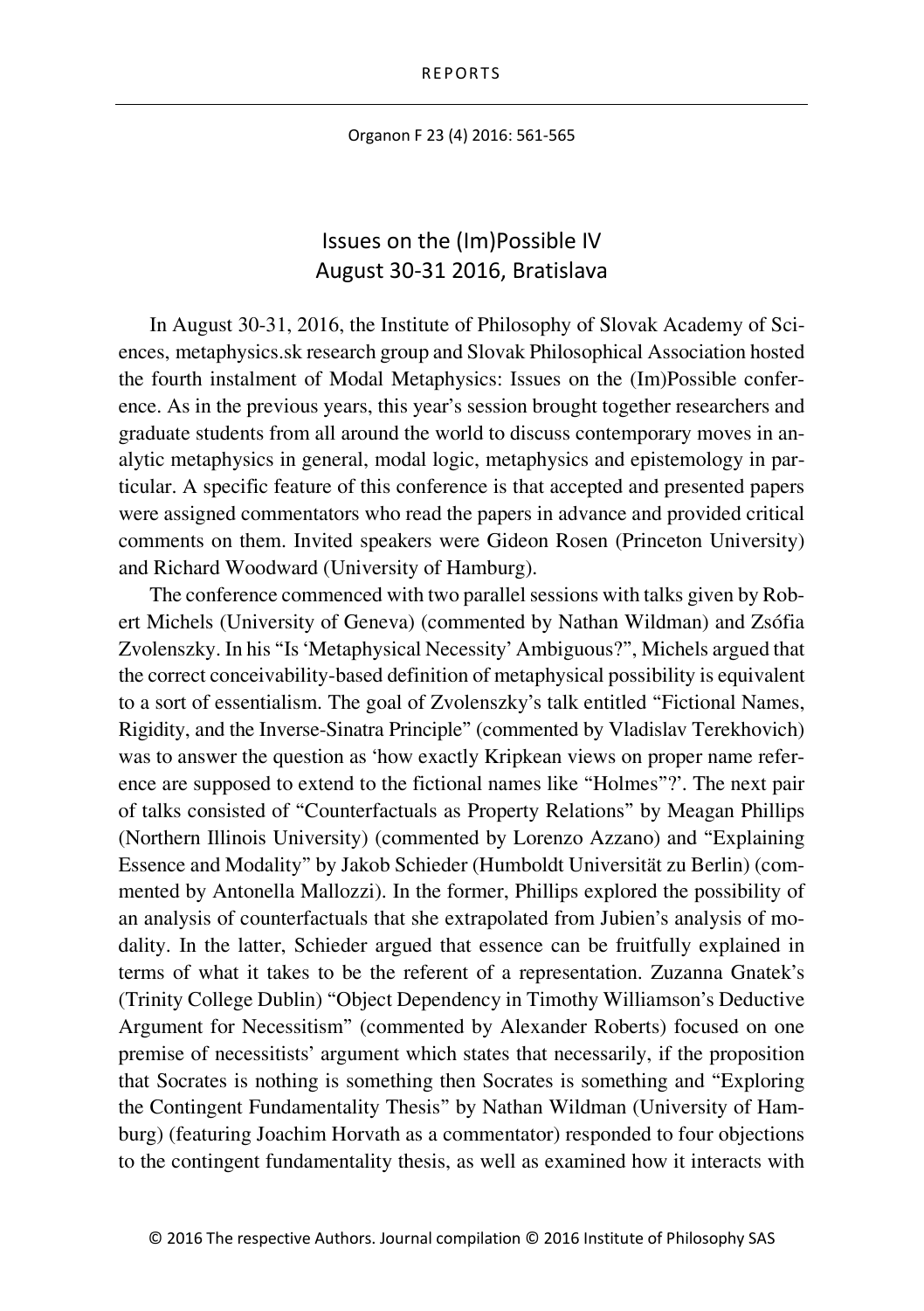# Issues on the (Im)Possible IV
## August 30-31 2016, Bratislava

In August 30-31, 2016, the Institute of Philosophy of Slovak Academy of Sciences, metaphysics.sk research group and Slovak Philosophical Association hosted the fourth instalment of Modal Metaphysics: Issues on the (Im)Possible conference. As in the previous years, this year's session brought together researchers and graduate students from all around the world to discuss contemporary moves in analytic metaphysics in general, modal logic, metaphysics and epistemology in particular. A specific feature of this conference is that accepted and presented papers were assigned commentators who read the papers in advance and provided critical comments on them. Invited speakers were Gideon Rosen (Princeton University) and Richard Woodward (University of Hamburg).

The conference commenced with two parallel sessions with talks given by Robert Michels (University of Geneva) (commented by Nathan Wildman) and Zsófia Zvolenszky. In his "Is 'Metaphysical Necessity' Ambiguous?", Michels argued that the correct conceivability-based definition of metaphysical possibility is equivalent to a sort of essentialism. The goal of Zvolenszky's talk entitled "Fictional Names, Rigidity, and the Inverse-Sinatra Principle" (commented by Vladislav Terekhovich) was to answer the question as 'how exactly Kripkean views on proper name reference are supposed to extend to the fictional names like "Holmes"?'. The next pair of talks consisted of "Counterfactuals as Property Relations" by Meagan Phillips (Northern Illinois University) (commented by Lorenzo Azzano) and "Explaining Essence and Modality" by Jakob Schieder (Humboldt Universität zu Berlin) (commented by Antonella Mallozzi). In the former, Phillips explored the possibility of an analysis of counterfactuals that she extrapolated from Jubien's analysis of modality. In the latter, Schieder argued that essence can be fruitfully explained in terms of what it takes to be the referent of a representation. Zuzanna Gnatek's (Trinity College Dublin) "Object Dependency in Timothy Williamson's Deductive Argument for Necessitism" (commented by Alexander Roberts) focused on one premise of necessitists' argument which states that necessarily, if the proposition that Socrates is nothing is something then Socrates is something and "Exploring the Contingent Fundamentality Thesis" by Nathan Wildman (University of Hamburg) (featuring Joachim Horvath as a commentator) responded to four objections to the contingent fundamentality thesis, as well as examined how it interacts with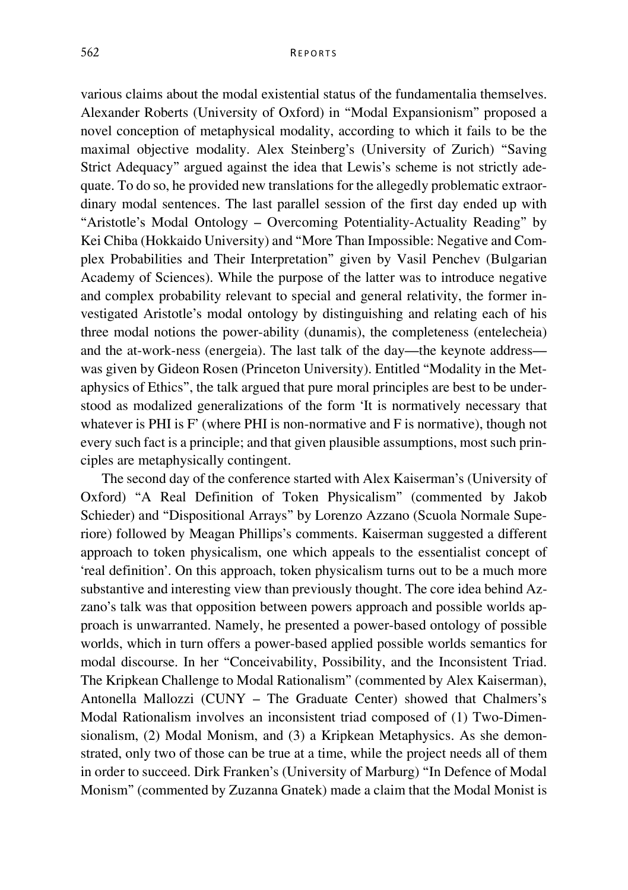various claims about the modal existential status of the fundamentalia themselves. Alexander Roberts (University of Oxford) in "Modal Expansionism" proposed a novel conception of metaphysical modality, according to which it fails to be the maximal objective modality. Alex Steinberg's (University of Zurich) "Saving Strict Adequacy" argued against the idea that Lewis's scheme is not strictly adequate. To do so, he provided new translations for the allegedly problematic extraordinary modal sentences. The last parallel session of the first day ended up with "Aristotle's Modal Ontology – Overcoming Potentiality-Actuality Reading" by Kei Chiba (Hokkaido University) and "More Than Impossible: Negative and Complex Probabilities and Their Interpretation" given by Vasil Penchev (Bulgarian Academy of Sciences). While the purpose of the latter was to introduce negative and complex probability relevant to special and general relativity, the former investigated Aristotle's modal ontology by distinguishing and relating each of his three modal notions the power-ability (dunamis), the completeness (entelecheia) and the at-work-ness (energeia). The last talk of the day—the keynote address—was given by Gideon Rosen (Princeton University). Entitled "Modality in the Metaphysics of Ethics", the talk argued that pure moral principles are best to be understood as modalized generalizations of the form 'It is normatively necessary that whatever is PHI is F' (where PHI is non-normative and F is normative), though not every such fact is a principle; and that given plausible assumptions, most such principles are metaphysically contingent.

The second day of the conference started with Alex Kaiserman's (University of Oxford) "A Real Definition of Token Physicalism" (commented by Jakob Schieder) and "Dispositional Arrays" by Lorenzo Azzano (Scuola Normale Superiore) followed by Meagan Phillips's comments. Kaiserman suggested a different approach to token physicalism, one which appeals to the essentialist concept of 'real definition'. On this approach, token physicalism turns out to be a much more substantive and interesting view than previously thought. The core idea behind Azzano's talk was that opposition between powers approach and possible worlds approach is unwarranted. Namely, he presented a power-based ontology of possible worlds, which in turn offers a power-based applied possible worlds semantics for modal discourse. In her "Conceivability, Possibility, and the Inconsistent Triad. The Kripkean Challenge to Modal Rationalism" (commented by Alex Kaiserman), Antonella Mallozzi (CUNY – The Graduate Center) showed that Chalmers's Modal Rationalism involves an inconsistent triad composed of (1) Two-Dimensionalism, (2) Modal Monism, and (3) a Kripkean Metaphysics. As she demonstrated, only two of those can be true at a time, while the project needs all of them in order to succeed. Dirk Franken's (University of Marburg) "In Defence of Modal Monism" (commented by Zuzanna Gnatek) made a claim that the Modal Monist is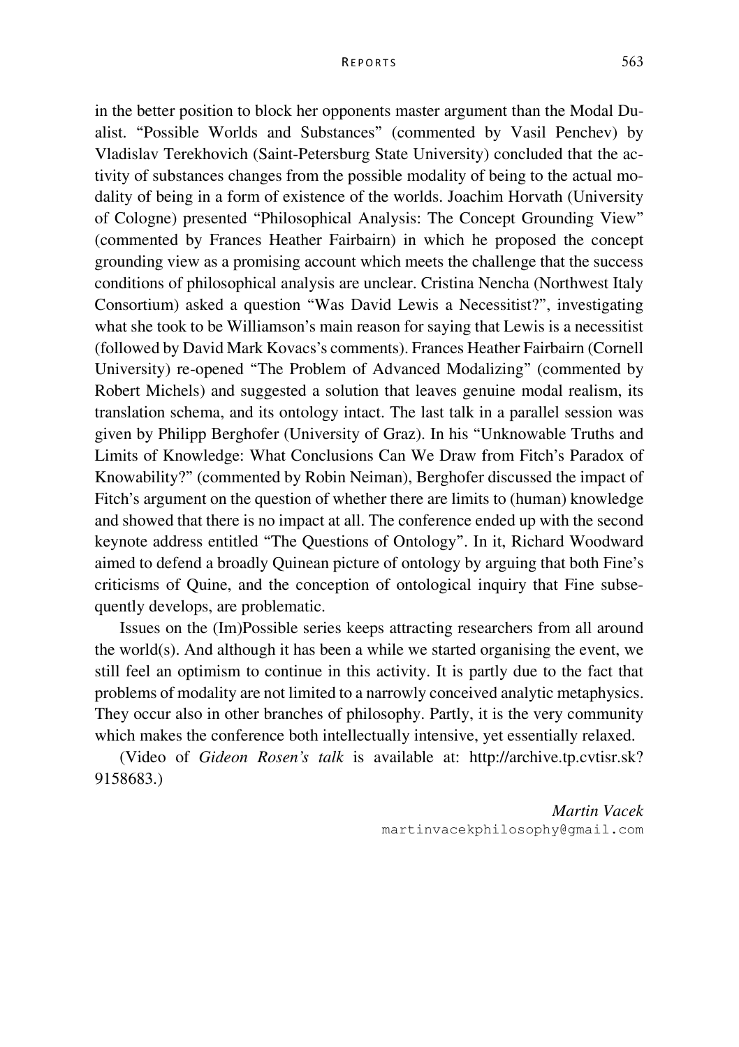in the better position to block her opponents master argument than the Modal Dualist. "Possible Worlds and Substances" (commented by Vasil Penchev) by Vladislav Terekhovich (Saint-Petersburg State University) concluded that the activity of substances changes from the possible modality of being to the actual modality of being in a form of existence of the worlds. Joachim Horvath (University of Cologne) presented "Philosophical Analysis: The Concept Grounding View" (commented by Frances Heather Fairbairn) in which he proposed the concept grounding view as a promising account which meets the challenge that the success conditions of philosophical analysis are unclear. Cristina Nencha (Northwest Italy Consortium) asked a question "Was David Lewis a Necessitist?", investigating what she took to be Williamson's main reason for saying that Lewis is a necessitist (followed by David Mark Kovacs's comments). Frances Heather Fairbairn (Cornell University) re-opened "The Problem of Advanced Modalizing" (commented by Robert Michels) and suggested a solution that leaves genuine modal realism, its translation schema, and its ontology intact. The last talk in a parallel session was given by Philipp Berghofer (University of Graz). In his "Unknowable Truths and Limits of Knowledge: What Conclusions Can We Draw from Fitch's Paradox of Knowability?" (commented by Robin Neiman), Berghofer discussed the impact of Fitch's argument on the question of whether there are limits to (human) knowledge and showed that there is no impact at all. The conference ended up with the second keynote address entitled "The Questions of Ontology". In it, Richard Woodward aimed to defend a broadly Quinean picture of ontology by arguing that both Fine's criticisms of Quine, and the conception of ontological inquiry that Fine subsequently develops, are problematic.

Issues on the (Im)Possible series keeps attracting researchers from all around the world(s). And although it has been a while we started organising the event, we still feel an optimism to continue in this activity. It is partly due to the fact that problems of modality are not limited to a narrowly conceived analytic metaphysics. They occur also in other branches of philosophy. Partly, it is the very community which makes the conference both intellectually intensive, yet essentially relaxed.

(Video of *Gideon Rosen's talk* is available at: http://archive.tp.cvtisr.sk?9158683.)

*Martin Vacek*
martinvacekphilosophy@gmail.com